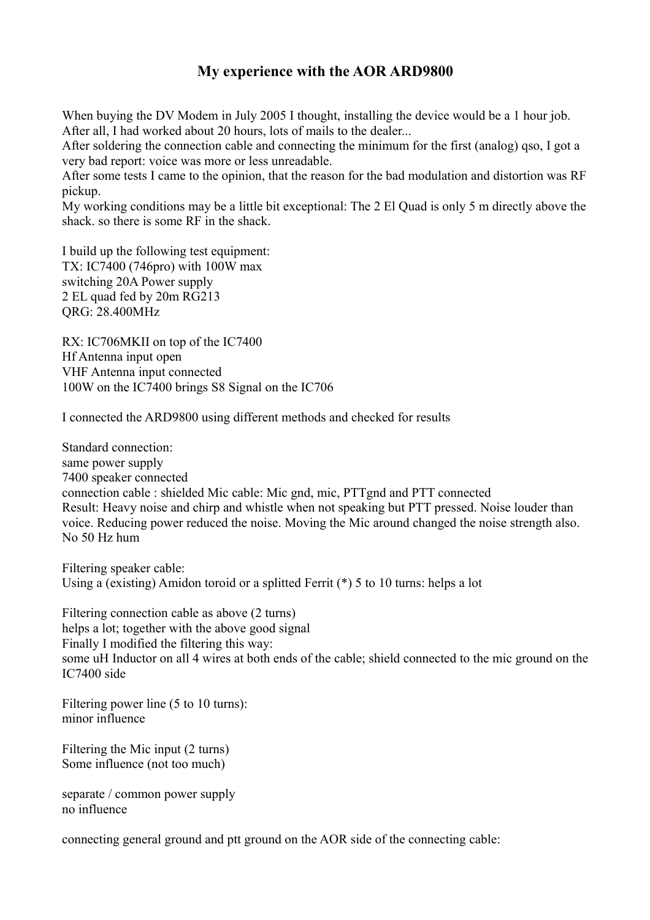# My experience with the AOR ARD9800

When buying the DV Modem in July 2005 I thought, installing the device would be a 1 hour job.
After all, I had worked about 20 hours, lots of mails to the dealer...
After soldering the connection cable and connecting the minimum for the first (analog) qso, I got a very bad report: voice was more or less unreadable.
After some tests I came to the opinion, that the reason for the bad modulation and distortion was RF pickup.
My working conditions may be a little bit exceptional: The 2 El Quad is only 5 m directly above the shack. so there is some RF in the shack.

I build up the following test equipment:
TX: IC7400 (746pro) with 100W max
switching 20A Power supply
2 EL quad fed by 20m RG213
QRG: 28.400MHz

RX: IC706MKII on top of the IC7400
Hf Antenna input open
VHF Antenna input connected
100W on the IC7400 brings S8 Signal on the IC706

I connected the ARD9800 using different methods and checked for results

Standard connection:
same power supply
7400 speaker connected
connection cable : shielded Mic cable: Mic gnd, mic, PTTgnd and PTT connected
Result: Heavy noise and chirp and whistle when not speaking but PTT pressed. Noise louder than voice. Reducing power reduced the noise. Moving the Mic around changed the noise strength also.
No 50 Hz hum

Filtering speaker cable:
Using a (existing) Amidon toroid or a splitted Ferrit (*) 5 to 10 turns: helps a lot

Filtering connection cable as above (2 turns)
helps a lot; together with the above good signal
Finally I modified the filtering this way:
some uH Inductor on all 4 wires at both ends of the cable; shield connected to the mic ground on the IC7400 side

Filtering power line (5 to 10 turns):
minor influence

Filtering the Mic input (2 turns)
Some influence (not too much)

separate / common power supply
no influence

connecting general ground and ptt ground on the AOR side of the connecting cable: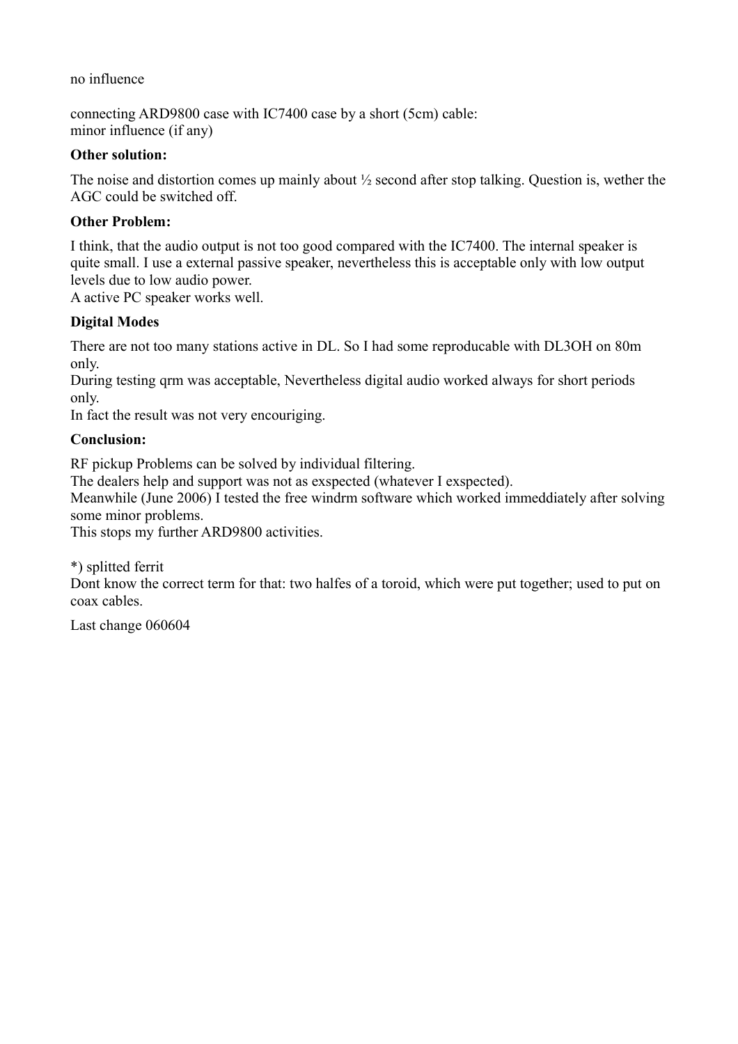no influence

connecting ARD9800 case with IC7400 case by a short (5cm) cable:
minor influence (if any)

**Other solution:**

The noise and distortion comes up mainly about ½ second after stop talking. Question is, wether the AGC could be switched off.

**Other Problem:**

I think, that the audio output is not too good compared with the IC7400. The internal speaker is quite small. I use a external passive speaker, nevertheless this is acceptable only with low output levels due to low audio power.
A active PC speaker works well.

**Digital Modes**

There are not too many stations active in DL. So I had some reproducable with DL3OH on 80m only.
During testing qrm was acceptable, Nevertheless digital audio worked always for short periods only.
In fact the result was not very encouriging.

**Conclusion:**

RF pickup Problems can be solved by individual filtering.
The dealers help and support was not as exspected (whatever I exspected).
Meanwhile (June 2006) I tested the free windrm software which worked immeddiately after solving some minor problems.
This stops my further ARD9800 activities.

*) splitted ferrit
Dont know the correct term for that: two halfes of a toroid, which were put together; used to put on coax cables.

Last change 060604